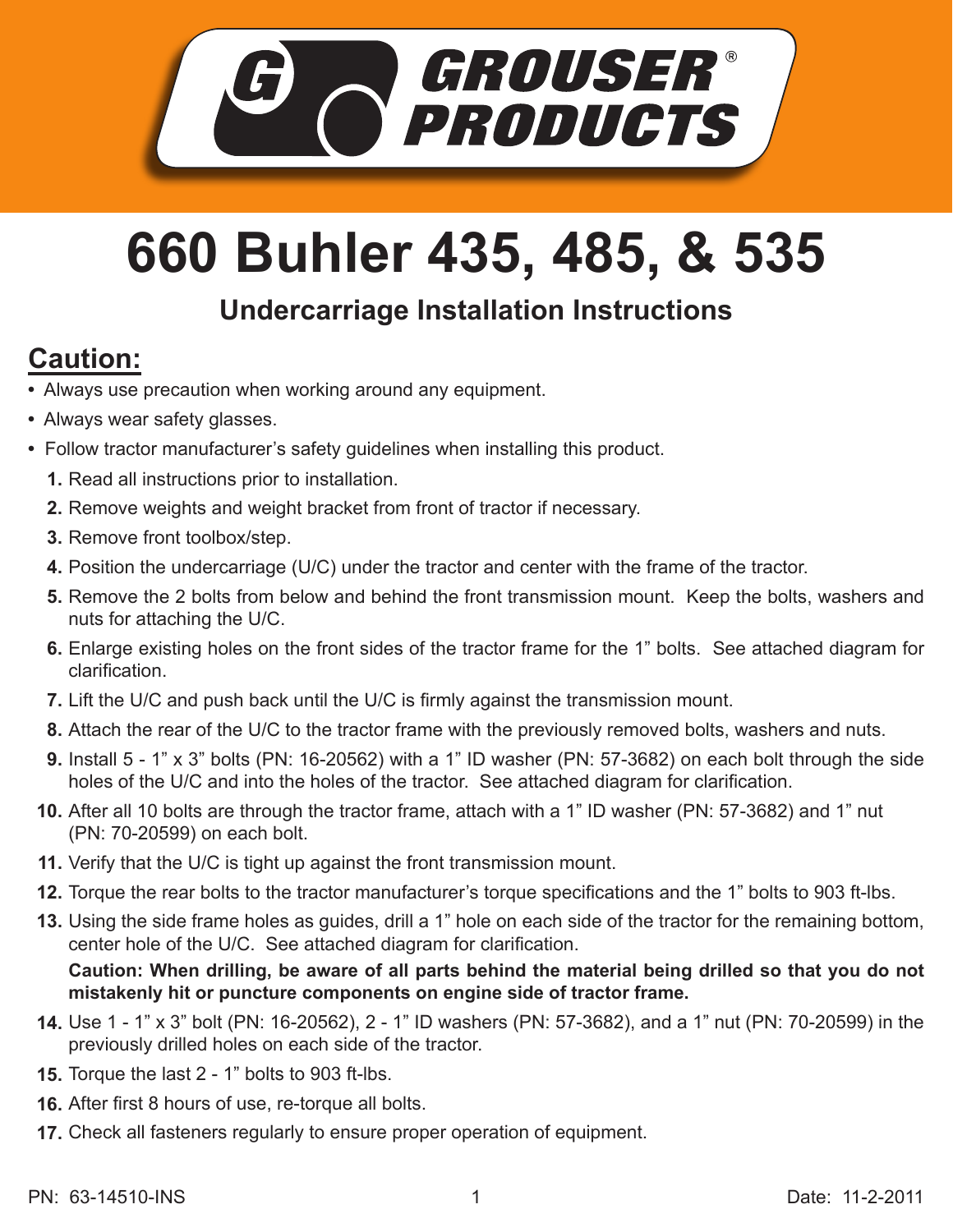GROUSER® PRODUCTS

# 660 Buhler 435, 485, & 535

## Undercarriage Installation Instructions

## Caution:

- Always use precaution when working around any equipment.
- Always wear safety glasses.
- Follow tractor manufacturer's safety guidelines when installing this product.

1. Read all instructions prior to installation.
2. Remove weights and weight bracket from front of tractor if necessary.
3. Remove front toolbox/step.
4. Position the undercarriage (U/C) under the tractor and center with the frame of the tractor.
5. Remove the 2 bolts from below and behind the front transmission mount. Keep the bolts, washers and nuts for attaching the U/C.
6. Enlarge existing holes on the front sides of the tractor frame for the 1" bolts. See attached diagram for clarification.
7. Lift the U/C and push back until the U/C is firmly against the transmission mount.
8. Attach the rear of the U/C to the tractor frame with the previously removed bolts, washers and nuts.
9. Install 5 - 1" x 3" bolts (PN: 16-20562) with a 1" ID washer (PN: 57-3682) on each bolt through the side holes of the U/C and into the holes of the tractor. See attached diagram for clarification.
10. After all 10 bolts are through the tractor frame, attach with a 1" ID washer (PN: 57-3682) and 1" nut (PN: 70-20599) on each bolt.
11. Verify that the U/C is tight up against the front transmission mount.
12. Torque the rear bolts to the tractor manufacturer's torque specifications and the 1" bolts to 903 ft-lbs.
13. Using the side frame holes as guides, drill a 1" hole on each side of the tractor for the remaining bottom, center hole of the U/C. See attached diagram for clarification.

    **Caution: When drilling, be aware of all parts behind the material being drilled so that you do not mistakenly hit or puncture components on engine side of tractor frame.**
14. Use 1 - 1" x 3" bolt (PN: 16-20562), 2 - 1" ID washers (PN: 57-3682), and a 1" nut (PN: 70-20599) in the previously drilled holes on each side of the tractor.
15. Torque the last 2 - 1" bolts to 903 ft-lbs.
16. After first 8 hours of use, re-torque all bolts.
17. Check all fasteners regularly to ensure proper operation of equipment.

PN: 63-14510-INS

Date: 11-2-2011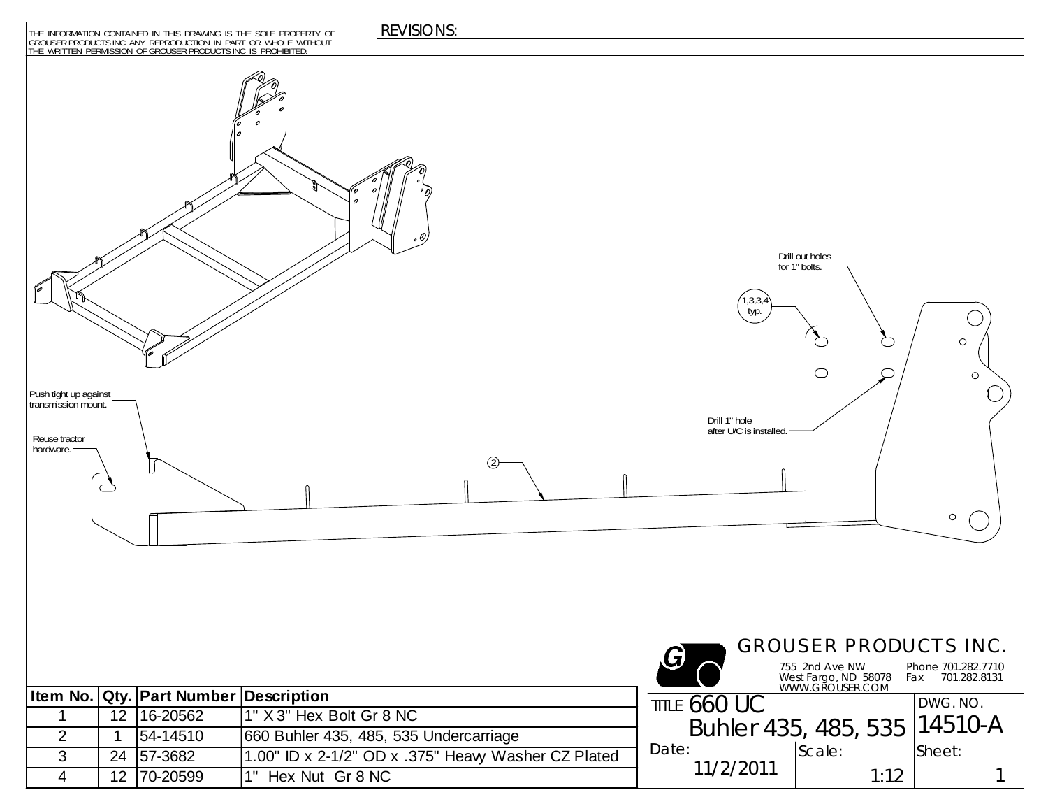THE INFORMATION CONTAINED IN THIS DRAWING IS THE SOLE PROPERTY OF GROUSER PRODUCTS INC ANY REPRODUCTION IN PART OR WHOLE WITHOUT THE WRITTEN PERMISSION OF GROUSER PRODUCTS INC IS PROHIBITED.

REVISIONS:

Drill out holes for 1" bolts.

1,3,3,4 typ.

Drill 1" hole after U/C is installed.

Push tight up against transmission mount.

Reuse tractor hardware.

2

| Item No. | Qty. | Part Number | Description |
|---|---|---|---|
| 1 | 12 | 16-20562 | 1" X 3" Hex Bolt Gr 8 NC |
| 2 | 1 | 54-14510 | 660 Buhler 435, 485, 535 Undercarriage |
| 3 | 24 | 57-3682 | 1.00" ID x 2-1/2" OD x .375" Heavy Washer CZ Plated |
| 4 | 12 | 70-20599 | 1" Hex Nut Gr 8 NC |

GROUSER PRODUCTS INC.

755 2nd Ave NW
West Fargo, ND 58078
WWW.GROUSER.COM

Phone 701.282.7710
Fax 701.282.8131

| | | |
|---|---|---|
| TITLE 660 UC Buhler 435, 485, 535 | | DWG. NO. 14510-A |
| Date: 11/2/2011 | Scale: 1:12 | Sheet: 1 |